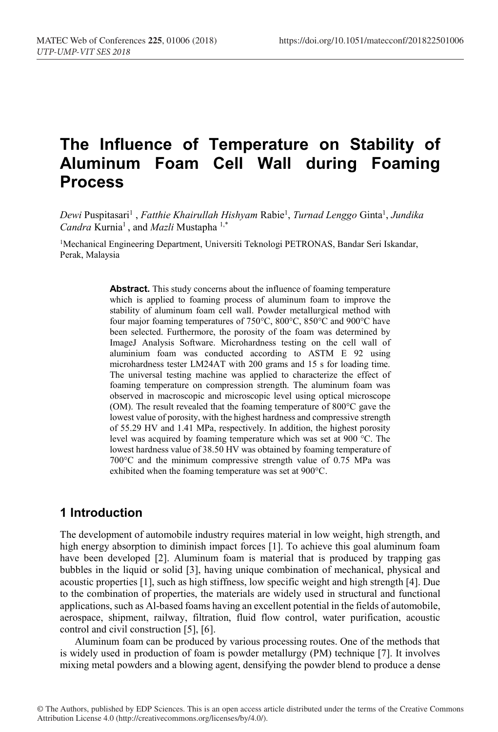# The Influence of Temperature on Stability of Aluminum Foam Cell Wall during Foaming Process

*Dewi* Puspitasari[1] , *Fatthie Khairullah Hishyam* Rabie[1], *Turnad Lenggo* Ginta[1], *Jundika Candra* Kurnia[1] , and *Mazli* Mustapha [1,*]

[1]Mechanical Engineering Department, Universiti Teknologi PETRONAS, Bandar Seri Iskandar, Perak, Malaysia

**Abstract.** This study concerns about the influence of foaming temperature which is applied to foaming process of aluminum foam to improve the stability of aluminum foam cell wall. Powder metallurgical method with four major foaming temperatures of 750°C, 800°C, 850°C and 900°C have been selected. Furthermore, the porosity of the foam was determined by ImageJ Analysis Software. Microhardness testing on the cell wall of aluminium foam was conducted according to ASTM E 92 using microhardness tester LM24AT with 200 grams and 15 s for loading time. The universal testing machine was applied to characterize the effect of foaming temperature on compression strength. The aluminum foam was observed in macroscopic and microscopic level using optical microscope (OM). The result revealed that the foaming temperature of 800°C gave the lowest value of porosity, with the highest hardness and compressive strength of 55.29 HV and 1.41 MPa, respectively. In addition, the highest porosity level was acquired by foaming temperature which was set at 900 °C. The lowest hardness value of 38.50 HV was obtained by foaming temperature of 700°C and the minimum compressive strength value of 0.75 MPa was exhibited when the foaming temperature was set at 900°C.

## 1 Introduction

The development of automobile industry requires material in low weight, high strength, and high energy absorption to diminish impact forces [1]. To achieve this goal aluminum foam have been developed [2]. Aluminum foam is material that is produced by trapping gas bubbles in the liquid or solid [3], having unique combination of mechanical, physical and acoustic properties [1], such as high stiffness, low specific weight and high strength [4]. Due to the combination of properties, the materials are widely used in structural and functional applications, such as Al-based foams having an excellent potential in the fields of automobile, aerospace, shipment, railway, filtration, fluid flow control, water purification, acoustic control and civil construction [5], [6].

Aluminum foam can be produced by various processing routes. One of the methods that is widely used in production of foam is powder metallurgy (PM) technique [7]. It involves mixing metal powders and a blowing agent, densifying the powder blend to produce a dense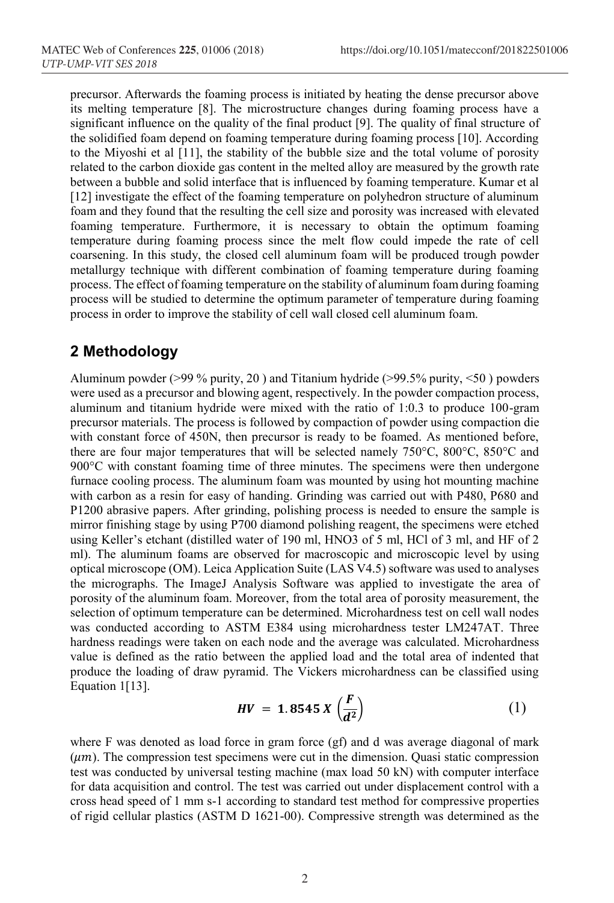precursor. Afterwards the foaming process is initiated by heating the dense precursor above its melting temperature [8]. The microstructure changes during foaming process have a significant influence on the quality of the final product [9]. The quality of final structure of the solidified foam depend on foaming temperature during foaming process [10]. According to the Miyoshi et al [11], the stability of the bubble size and the total volume of porosity related to the carbon dioxide gas content in the melted alloy are measured by the growth rate between a bubble and solid interface that is influenced by foaming temperature. Kumar et al [12] investigate the effect of the foaming temperature on polyhedron structure of aluminum foam and they found that the resulting the cell size and porosity was increased with elevated foaming temperature. Furthermore, it is necessary to obtain the optimum foaming temperature during foaming process since the melt flow could impede the rate of cell coarsening. In this study, the closed cell aluminum foam will be produced trough powder metallurgy technique with different combination of foaming temperature during foaming process. The effect of foaming temperature on the stability of aluminum foam during foaming process will be studied to determine the optimum parameter of temperature during foaming process in order to improve the stability of cell wall closed cell aluminum foam.

## 2 Methodology

Aluminum powder (>99 % purity, 20 ) and Titanium hydride (>99.5% purity, <50 ) powders were used as a precursor and blowing agent, respectively. In the powder compaction process, aluminum and titanium hydride were mixed with the ratio of 1:0.3 to produce 100-gram precursor materials. The process is followed by compaction of powder using compaction die with constant force of 450N, then precursor is ready to be foamed. As mentioned before, there are four major temperatures that will be selected namely 750°C, 800°C, 850°C and 900°C with constant foaming time of three minutes. The specimens were then undergone furnace cooling process. The aluminum foam was mounted by using hot mounting machine with carbon as a resin for easy of handing. Grinding was carried out with P480, P680 and P1200 abrasive papers. After grinding, polishing process is needed to ensure the sample is mirror finishing stage by using P700 diamond polishing reagent, the specimens were etched using Keller's etchant (distilled water of 190 ml, $HNO_3$ of 5 ml, HCl of 3 ml, and HF of 2 ml). The aluminum foams are observed for macroscopic and microscopic level by using optical microscope (OM). Leica Application Suite (LAS V4.5) software was used to analyses the micrographs. The ImageJ Analysis Software was applied to investigate the area of porosity of the aluminum foam. Moreover, from the total area of porosity measurement, the selection of optimum temperature can be determined. Microhardness test on cell wall nodes was conducted according to ASTM E384 using microhardness tester LM247AT. Three hardness readings were taken on each node and the average was calculated. Microhardness value is defined as the ratio between the applied load and the total area of indented that produce the loading of draw pyramid. The Vickers microhardness can be classified using Equation 1[13].

$$HV = 1.8545 X \left(\frac{F}{d^2}\right) \qquad (1)$$

where F was denoted as load force in gram force (gf) and d was average diagonal of mark ($\mu m$). The compression test specimens were cut in the dimension. Quasi static compression test was conducted by universal testing machine (max load 50 kN) with computer interface for data acquisition and control. The test was carried out under displacement control with a cross head speed of 1 mm s-1 according to standard test method for compressive properties of rigid cellular plastics (ASTM D 1621-00). Compressive strength was determined as the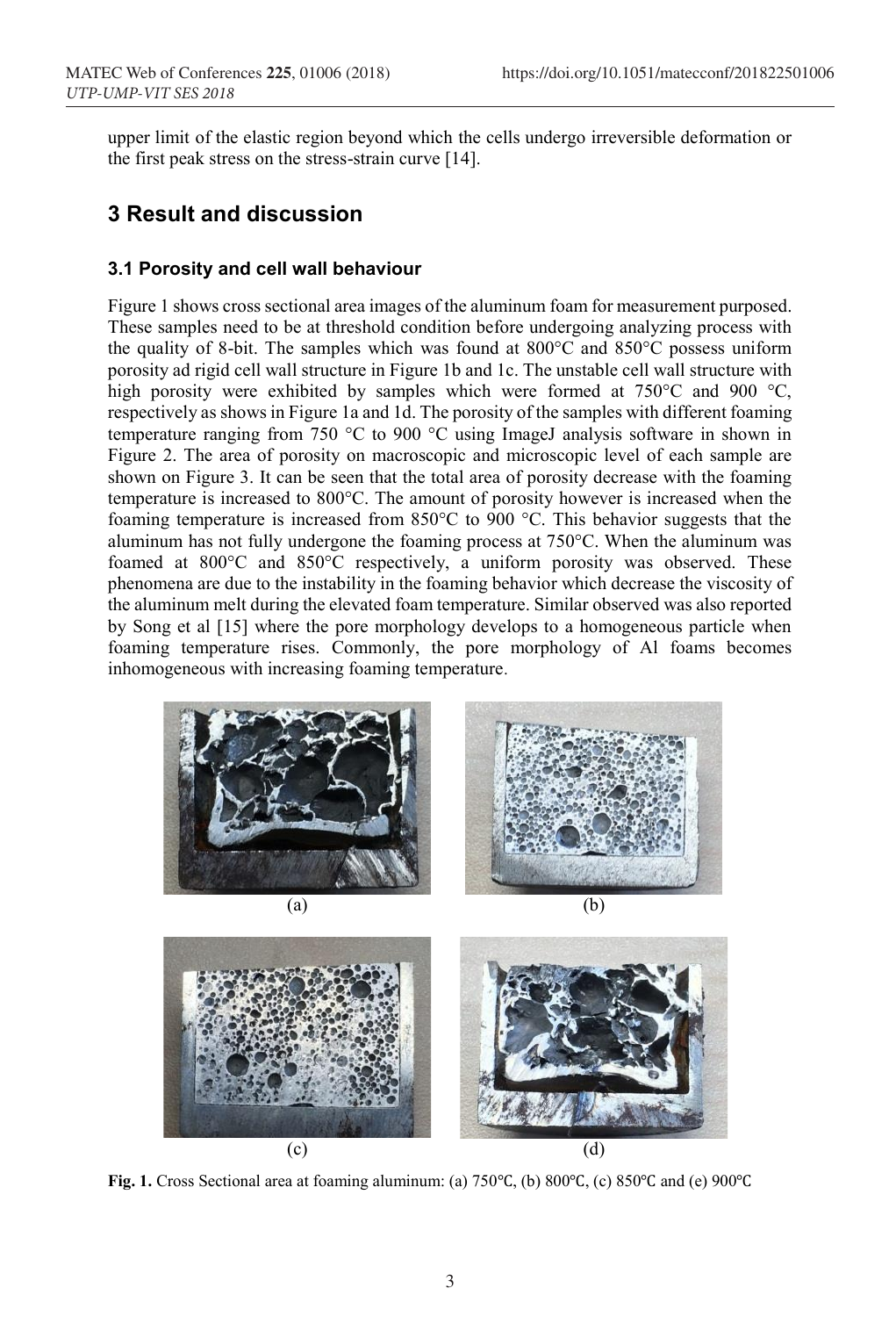upper limit of the elastic region beyond which the cells undergo irreversible deformation or the first peak stress on the stress-strain curve [14].

## 3 Result and discussion

### 3.1 Porosity and cell wall behaviour

Figure 1 shows cross sectional area images of the aluminum foam for measurement purposed. These samples need to be at threshold condition before undergoing analyzing process with the quality of 8-bit. The samples which was found at 800°C and 850°C possess uniform porosity ad rigid cell wall structure in Figure 1b and 1c. The unstable cell wall structure with high porosity were exhibited by samples which were formed at 750°C and 900 °C, respectively as shows in Figure 1a and 1d. The porosity of the samples with different foaming temperature ranging from 750 °C to 900 °C using ImageJ analysis software in shown in Figure 2. The area of porosity on macroscopic and microscopic level of each sample are shown on Figure 3. It can be seen that the total area of porosity decrease with the foaming temperature is increased to 800°C. The amount of porosity however is increased when the foaming temperature is increased from 850°C to 900 °C. This behavior suggests that the aluminum has not fully undergone the foaming process at 750°C. When the aluminum was foamed at 800°C and 850°C respectively, a uniform porosity was observed. These phenomena are due to the instability in the foaming behavior which decrease the viscosity of the aluminum melt during the elevated foam temperature. Similar observed was also reported by Song et al [15] where the pore morphology develops to a homogeneous particle when foaming temperature rises. Commonly, the pore morphology of Al foams becomes inhomogeneous with increasing foaming temperature.

(a) (b)

(c) (d)

**Fig. 1.** Cross Sectional area at foaming aluminum: (a) 750℃, (b) 800℃, (c) 850℃ and (e) 900℃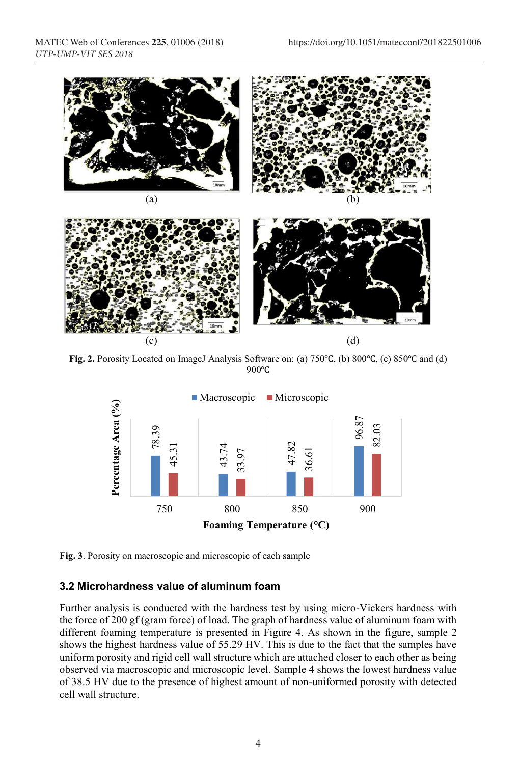(a)

(b)

(c)

(d)

**Fig. 2.** Porosity Located on ImageJ Analysis Software on: (a) 750℃, (b) 800℃, (c) 850℃ and (d) 900℃

| Foaming Temperature (°C) | Macroscopic | Microscopic |
|---|---|---|
| 750 | 78.39 | 45.31 |
| 800 | 43.74 | 33.97 |
| 850 | 47.82 | 36.61 |
| 900 | 96.87 | 82.03 |

**Fig. 3**. Porosity on macroscopic and microscopic of each sample

### 3.2 Microhardness value of aluminum foam

Further analysis is conducted with the hardness test by using micro-Vickers hardness with the force of 200 gf (gram force) of load. The graph of hardness value of aluminum foam with different foaming temperature is presented in Figure 4. As shown in the figure, sample 2 shows the highest hardness value of 55.29 HV. This is due to the fact that the samples have uniform porosity and rigid cell wall structure which are attached closer to each other as being observed via macroscopic and microscopic level. Sample 4 shows the lowest hardness value of 38.5 HV due to the presence of highest amount of non-uniformed porosity with detected cell wall structure.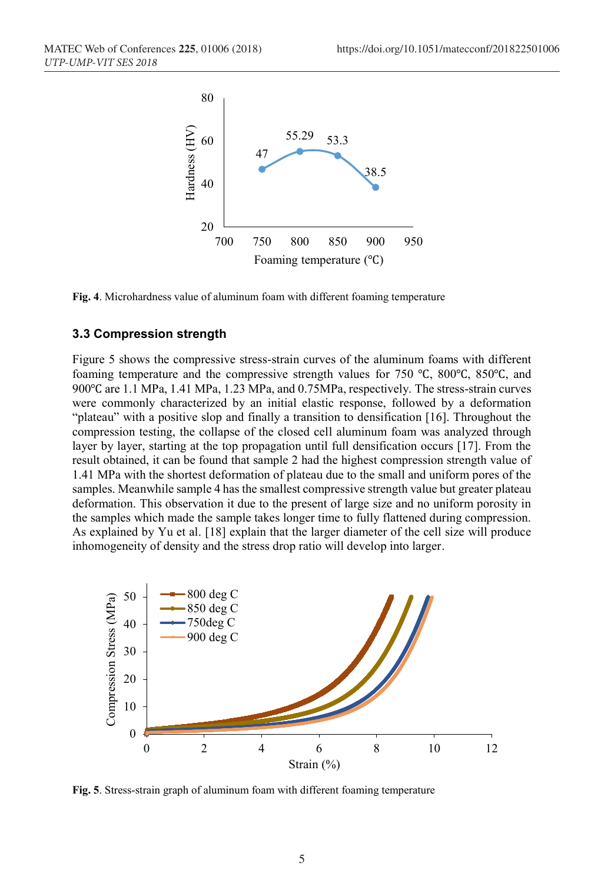**Fig. 4**. Microhardness value of aluminum foam with different foaming temperature

### 3.3 Compression strength

Figure 5 shows the compressive stress-strain curves of the aluminum foams with different foaming temperature and the compressive strength values for 750 ℃, 800℃, 850℃, and 900℃ are 1.1 MPa, 1.41 MPa, 1.23 MPa, and 0.75MPa, respectively. The stress-strain curves were commonly characterized by an initial elastic response, followed by a deformation "plateau" with a positive slop and finally a transition to densification [16]. Throughout the compression testing, the collapse of the closed cell aluminum foam was analyzed through layer by layer, starting at the top propagation until full densification occurs [17]. From the result obtained, it can be found that sample 2 had the highest compression strength value of 1.41 MPa with the shortest deformation of plateau due to the small and uniform pores of the samples. Meanwhile sample 4 has the smallest compressive strength value but greater plateau deformation. This observation it due to the present of large size and no uniform porosity in the samples which made the sample takes longer time to fully flattened during compression. As explained by Yu et al. [18] explain that the larger diameter of the cell size will produce inhomogeneity of density and the stress drop ratio will develop into larger.

**Fig. 5**. Stress-strain graph of aluminum foam with different foaming temperature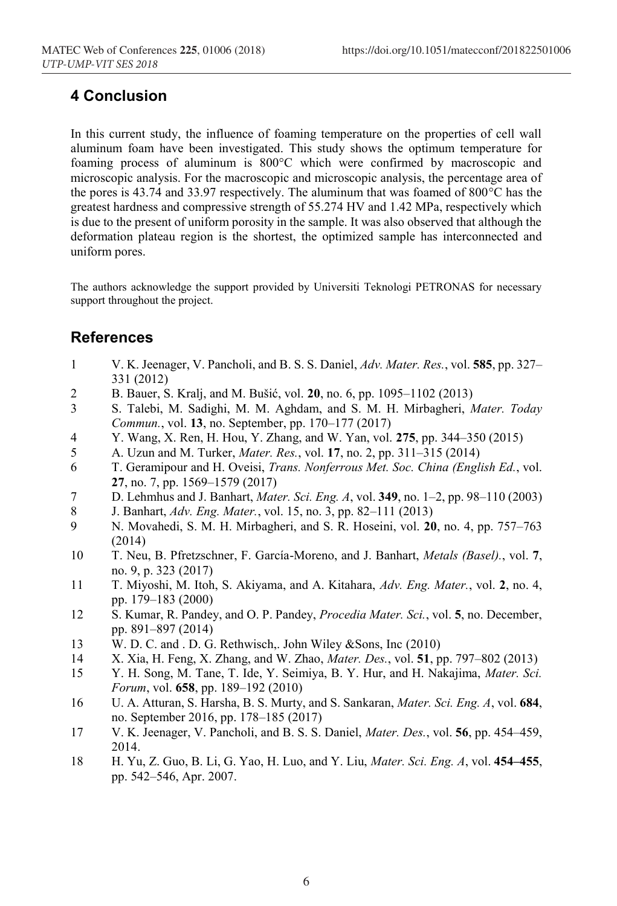## 4 Conclusion

In this current study, the influence of foaming temperature on the properties of cell wall aluminum foam have been investigated. This study shows the optimum temperature for foaming process of aluminum is 800°C which were confirmed by macroscopic and microscopic analysis. For the macroscopic and microscopic analysis, the percentage area of the pores is 43.74 and 33.97 respectively. The aluminum that was foamed of 800°C has the greatest hardness and compressive strength of 55.274 HV and 1.42 MPa, respectively which is due to the present of uniform porosity in the sample. It was also observed that although the deformation plateau region is the shortest, the optimized sample has interconnected and uniform pores.

The authors acknowledge the support provided by Universiti Teknologi PETRONAS for necessary support throughout the project.

## References

1. V. K. Jeenager, V. Pancholi, and B. S. S. Daniel, *Adv. Mater. Res.*, vol. **585**, pp. 327–331 (2012)
2. B. Bauer, S. Kralj, and M. Bušić, vol. **20**, no. 6, pp. 1095–1102 (2013)
3. S. Talebi, M. Sadighi, M. M. Aghdam, and S. M. H. Mirbagheri, *Mater. Today Commun.*, vol. **13**, no. September, pp. 170–177 (2017)
4. Y. Wang, X. Ren, H. Hou, Y. Zhang, and W. Yan, vol. **275**, pp. 344–350 (2015)
5. A. Uzun and M. Turker, *Mater. Res.*, vol. **17**, no. 2, pp. 311–315 (2014)
6. T. Geramipour and H. Oveisi, *Trans. Nonferrous Met. Soc. China (English Ed.*, vol. **27**, no. 7, pp. 1569–1579 (2017)
7. D. Lehmhus and J. Banhart, *Mater. Sci. Eng. A*, vol. **349**, no. 1–2, pp. 98–110 (2003)
8. J. Banhart, *Adv. Eng. Mater.*, vol. 15, no. 3, pp. 82–111 (2013)
9. N. Movahedi, S. M. H. Mirbagheri, and S. R. Hoseini, vol. **20**, no. 4, pp. 757–763 (2014)
10. T. Neu, B. Pfretzschner, F. García-Moreno, and J. Banhart, *Metals (Basel).*, vol. **7**, no. 9, p. 323 (2017)
11. T. Miyoshi, M. Itoh, S. Akiyama, and A. Kitahara, *Adv. Eng. Mater.*, vol. **2**, no. 4, pp. 179–183 (2000)
12. S. Kumar, R. Pandey, and O. P. Pandey, *Procedia Mater. Sci.*, vol. **5**, no. December, pp. 891–897 (2014)
13. W. D. C. and . D. G. Rethwisch,. John Wiley &Sons, Inc (2010)
14. X. Xia, H. Feng, X. Zhang, and W. Zhao, *Mater. Des.*, vol. **51**, pp. 797–802 (2013)
15. Y. H. Song, M. Tane, T. Ide, Y. Seimiya, B. Y. Hur, and H. Nakajima, *Mater. Sci. Forum*, vol. **658**, pp. 189–192 (2010)
16. U. A. Atturan, S. Harsha, B. S. Murty, and S. Sankaran, *Mater. Sci. Eng. A*, vol. **684**, no. September 2016, pp. 178–185 (2017)
17. V. K. Jeenager, V. Pancholi, and B. S. S. Daniel, *Mater. Des.*, vol. **56**, pp. 454–459, 2014.
18. H. Yu, Z. Guo, B. Li, G. Yao, H. Luo, and Y. Liu, *Mater. Sci. Eng. A*, vol. **454–455**, pp. 542–546, Apr. 2007.